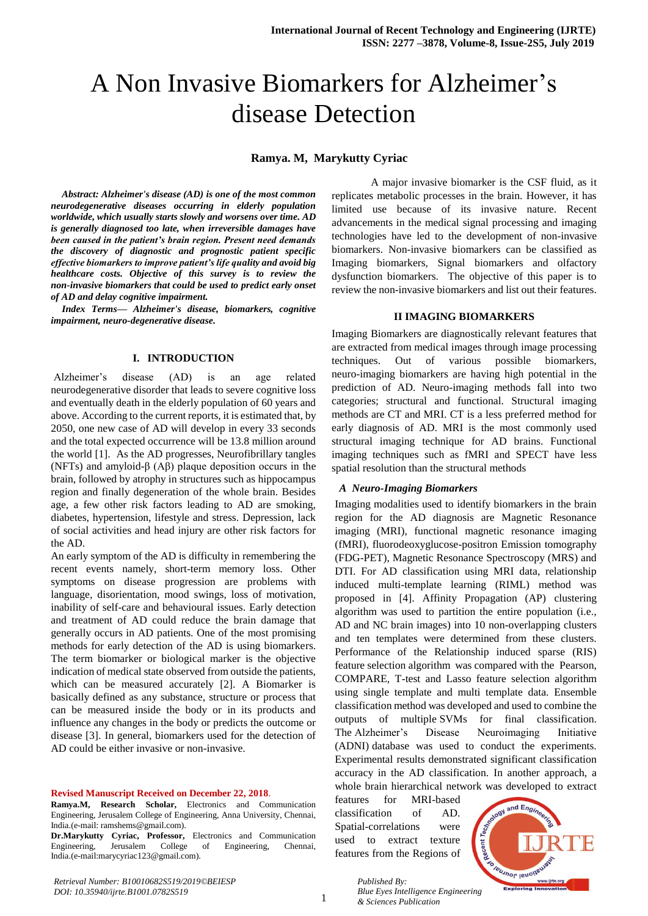# A Non Invasive Biomarkers for Alzheimer's disease Detection

**Ramya. M, Marykutty Cyriac**

***Abstract: Alzheimer's disease (AD) is one of the most common neurodegenerative diseases occurring in elderly population worldwide, which usually starts slowly and worsens over time. AD is generally diagnosed too late, when irreversible damages have been caused in the patient's brain region. Present need demands the discovery of diagnostic and prognostic patient specific effective biomarkers to improve patient's life quality and avoid big healthcare costs. Objective of this survey is to review the non-invasive biomarkers that could be used to predict early onset of AD and delay cognitive impairment.***

***Index Terms— Alzheimer's disease, biomarkers, cognitive impairment, neuro-degenerative disease.***

## I. INTRODUCTION

Alzheimer's disease (AD) is an age related neurodegenerative disorder that leads to severe cognitive loss and eventually death in the elderly population of 60 years and above. According to the current reports, it is estimated that, by 2050, one new case of AD will develop in every 33 seconds and the total expected occurrence will be 13.8 million around the world [1]. As the AD progresses, Neurofibrillary tangles (NFTs) and amyloid-β (Aβ) plaque deposition occurs in the brain, followed by atrophy in structures such as hippocampus region and finally degeneration of the whole brain. Besides age, a few other risk factors leading to AD are smoking, diabetes, hypertension, lifestyle and stress. Depression, lack of social activities and head injury are other risk factors for the AD.

An early symptom of the AD is difficulty in remembering the recent events namely, short-term memory loss. Other symptoms on disease progression are problems with language, disorientation, mood swings, loss of motivation, inability of self-care and behavioural issues. Early detection and treatment of AD could reduce the brain damage that generally occurs in AD patients. One of the most promising methods for early detection of the AD is using biomarkers. The term biomarker or biological marker is the objective indication of medical state observed from outside the patients, which can be measured accurately [2]. A Biomarker is basically defined as any substance, structure or process that can be measured inside the body or in its products and influence any changes in the body or predicts the outcome or disease [3]. In general, biomarkers used for the detection of AD could be either invasive or non-invasive.

**Revised Manuscript Received on December 22, 2018.**

**Ramya.M, Research Scholar,** Electronics and Communication Engineering, Jerusalem College of Engineering, Anna University, Chennai, India.(e-mail: ramshems@gmail.com).

**Dr.Marykutty Cyriac, Professor,** Electronics and Communication Engineering, Jerusalem College of Engineering, Chennai, India.(e-mail:marycyriac123@gmail.com).

A major invasive biomarker is the CSF fluid, as it replicates metabolic processes in the brain. However, it has limited use because of its invasive nature. Recent advancements in the medical signal processing and imaging technologies have led to the development of non-invasive biomarkers. Non-invasive biomarkers can be classified as Imaging biomarkers, Signal biomarkers and olfactory dysfunction biomarkers. The objective of this paper is to review the non-invasive biomarkers and list out their features.

## II IMAGING BIOMARKERS

Imaging Biomarkers are diagnostically relevant features that are extracted from medical images through image processing techniques. Out of various possible biomarkers, neuro-imaging biomarkers are having high potential in the prediction of AD. Neuro-imaging methods fall into two categories; structural and functional. Structural imaging methods are CT and MRI. CT is a less preferred method for early diagnosis of AD. MRI is the most commonly used structural imaging technique for AD brains. Functional imaging techniques such as fMRI and SPECT have less spatial resolution than the structural methods

### *A Neuro-Imaging Biomarkers*

Imaging modalities used to identify biomarkers in the brain region for the AD diagnosis are Magnetic Resonance imaging (MRI), functional magnetic resonance imaging (fMRI), fluorodeoxyglucose-positron Emission tomography (FDG-PET), Magnetic Resonance Spectroscopy (MRS) and DTI. For AD classification using MRI data, relationship induced multi-template learning (RIML) method was proposed in [4]. Affinity Propagation (AP) clustering algorithm was used to partition the entire population (i.e., AD and NC brain images) into 10 non-overlapping clusters and ten templates were determined from these clusters. Performance of the Relationship induced sparse (RIS) feature selection algorithm was compared with the Pearson, COMPARE, T-test and Lasso feature selection algorithm using single template and multi template data. Ensemble classification method was developed and used to combine the outputs of multiple SVMs for final classification. The Alzheimer's Disease Neuroimaging Initiative (ADNI) database was used to conduct the experiments. Experimental results demonstrated significant classification accuracy in the AD classification. In another approach, a whole brain hierarchical network was developed to extract features for MRI-based classification of AD. Spatial-correlations were used to extract texture features from the Regions of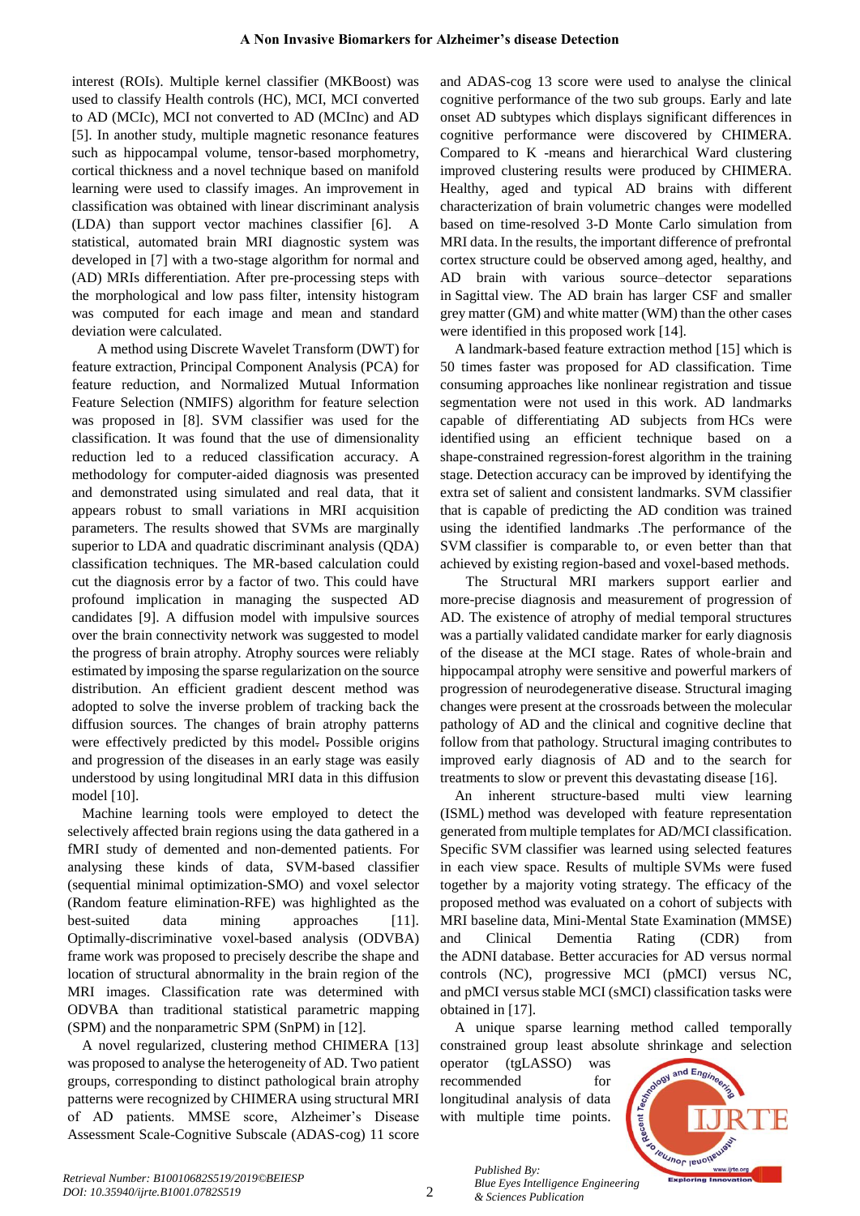interest (ROIs). Multiple kernel classifier (MKBoost) was used to classify Health controls (HC), MCI, MCI converted to AD (MCIc), MCI not converted to AD (MCInc) and AD [5]. In another study, multiple magnetic resonance features such as hippocampal volume, tensor-based morphometry, cortical thickness and a novel technique based on manifold learning were used to classify images. An improvement in classification was obtained with linear discriminant analysis (LDA) than support vector machines classifier [6]. A statistical, automated brain MRI diagnostic system was developed in [7] with a two-stage algorithm for normal and (AD) MRIs differentiation. After pre-processing steps with the morphological and low pass filter, intensity histogram was computed for each image and mean and standard deviation were calculated.

A method using Discrete Wavelet Transform (DWT) for feature extraction, Principal Component Analysis (PCA) for feature reduction, and Normalized Mutual Information Feature Selection (NMIFS) algorithm for feature selection was proposed in [8]. SVM classifier was used for the classification. It was found that the use of dimensionality reduction led to a reduced classification accuracy. A methodology for computer-aided diagnosis was presented and demonstrated using simulated and real data, that it appears robust to small variations in MRI acquisition parameters. The results showed that SVMs are marginally superior to LDA and quadratic discriminant analysis (QDA) classification techniques. The MR-based calculation could cut the diagnosis error by a factor of two. This could have profound implication in managing the suspected AD candidates [9]. A diffusion model with impulsive sources over the brain connectivity network was suggested to model the progress of brain atrophy. Atrophy sources were reliably estimated by imposing the sparse regularization on the source distribution. An efficient gradient descent method was adopted to solve the inverse problem of tracking back the diffusion sources. The changes of brain atrophy patterns were effectively predicted by this model. Possible origins and progression of the diseases in an early stage was easily understood by using longitudinal MRI data in this diffusion model [10].

Machine learning tools were employed to detect the selectively affected brain regions using the data gathered in a fMRI study of demented and non-demented patients. For analysing these kinds of data, SVM-based classifier (sequential minimal optimization-SMO) and voxel selector (Random feature elimination-RFE) was highlighted as the best-suited data mining approaches [11]. Optimally-discriminative voxel-based analysis (ODVBA) frame work was proposed to precisely describe the shape and location of structural abnormality in the brain region of the MRI images. Classification rate was determined with ODVBA than traditional statistical parametric mapping (SPM) and the nonparametric SPM (SnPM) in [12].

A novel regularized, clustering method CHIMERA [13] was proposed to analyse the heterogeneity of AD. Two patient groups, corresponding to distinct pathological brain atrophy patterns were recognized by CHIMERA using structural MRI of AD patients. MMSE score, Alzheimer's Disease Assessment Scale-Cognitive Subscale (ADAS-cog) 11 score and ADAS-cog 13 score were used to analyse the clinical cognitive performance of the two sub groups. Early and late onset AD subtypes which displays significant differences in cognitive performance were discovered by CHIMERA. Compared to K -means and hierarchical Ward clustering improved clustering results were produced by CHIMERA. Healthy, aged and typical AD brains with different characterization of brain volumetric changes were modelled based on time-resolved 3-D Monte Carlo simulation from MRI data. In the results, the important difference of prefrontal cortex structure could be observed among aged, healthy, and AD brain with various source–detector separations in Sagittal view. The AD brain has larger CSF and smaller grey matter (GM) and white matter (WM) than the other cases were identified in this proposed work [14].

A landmark-based feature extraction method [15] which is 50 times faster was proposed for AD classification. Time consuming approaches like nonlinear registration and tissue segmentation were not used in this work. AD landmarks capable of differentiating AD subjects from HCs were identified using an efficient technique based on a shape-constrained regression-forest algorithm in the training stage. Detection accuracy can be improved by identifying the extra set of salient and consistent landmarks. SVM classifier that is capable of predicting the AD condition was trained using the identified landmarks .The performance of the SVM classifier is comparable to, or even better than that achieved by existing region-based and voxel-based methods.

The Structural MRI markers support earlier and more-precise diagnosis and measurement of progression of AD. The existence of atrophy of medial temporal structures was a partially validated candidate marker for early diagnosis of the disease at the MCI stage. Rates of whole-brain and hippocampal atrophy were sensitive and powerful markers of progression of neurodegenerative disease. Structural imaging changes were present at the crossroads between the molecular pathology of AD and the clinical and cognitive decline that follow from that pathology. Structural imaging contributes to improved early diagnosis of AD and to the search for treatments to slow or prevent this devastating disease [16].

An inherent structure-based multi view learning (ISML) method was developed with feature representation generated from multiple templates for AD/MCI classification. Specific SVM classifier was learned using selected features in each view space. Results of multiple SVMs were fused together by a majority voting strategy. The efficacy of the proposed method was evaluated on a cohort of subjects with MRI baseline data, Mini-Mental State Examination (MMSE) and Clinical Dementia Rating (CDR) from the ADNI database. Better accuracies for AD versus normal controls (NC), progressive MCI (pMCI) versus NC, and pMCI versus stable MCI (sMCI) classification tasks were obtained in [17].

A unique sparse learning method called temporally constrained group least absolute shrinkage and selection operator (tgLASSO) was recommended for longitudinal analysis of data with multiple time points.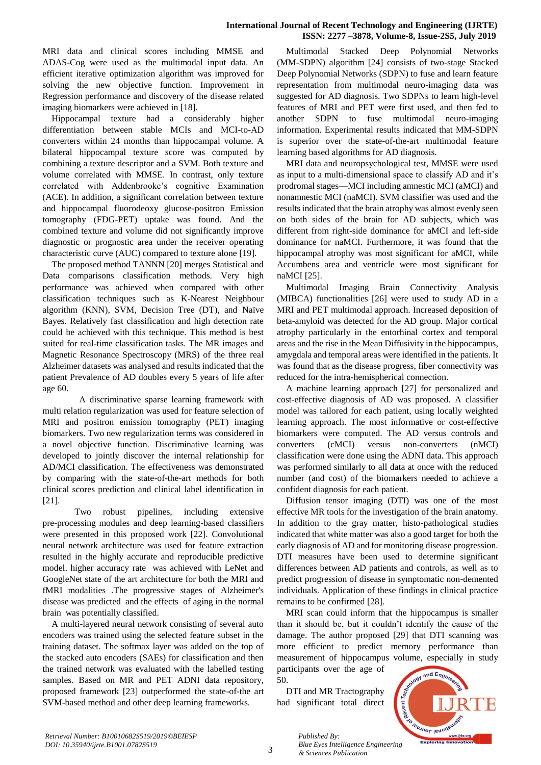MRI data and clinical scores including MMSE and ADAS-Cog were used as the multimodal input data. An efficient iterative optimization algorithm was improved for solving the new objective function. Improvement in Regression performance and discovery of the disease related imaging biomarkers were achieved in [18].

Hippocampal texture had a considerably higher differentiation between stable MCIs and MCI-to-AD converters within 24 months than hippocampal volume. A bilateral hippocampal texture score was computed by combining a texture descriptor and a SVM. Both texture and volume correlated with MMSE. In contrast, only texture correlated with Addenbrooke's cognitive Examination (ACE). In addition, a significant correlation between texture and hippocampal fluorodeoxy glucose-positron Emission tomography (FDG-PET) uptake was found. And the combined texture and volume did not significantly improve diagnostic or prognostic area under the receiver operating characteristic curve (AUC) compared to texture alone [19].

The proposed method TANNN [20] merges Statistical and Data comparisons classification methods. Very high performance was achieved when compared with other classification techniques such as K-Nearest Neighbour algorithm (KNN), SVM, Decision Tree (DT), and Naïve Bayes. Relatively fast classification and high detection rate could be achieved with this technique. This method is best suited for real-time classification tasks. The MR images and Magnetic Resonance Spectroscopy (MRS) of the three real Alzheimer datasets was analysed and results indicated that the patient Prevalence of AD doubles every 5 years of life after age 60.

A discriminative sparse learning framework with multi relation regularization was used for feature selection of MRI and positron emission tomography (PET) imaging biomarkers. Two new regularization terms was considered in a novel objective function. Discriminative learning was developed to jointly discover the internal relationship for AD/MCI classification. The effectiveness was demonstrated by comparing with the state-of-the-art methods for both clinical scores prediction and clinical label identification in [21].

Two robust pipelines, including extensive pre-processing modules and deep learning-based classifiers were presented in this proposed work [22]. Convolutional neural network architecture was used for feature extraction resulted in the highly accurate and reproducible predictive model. higher accuracy rate was achieved with LeNet and GoogleNet state of the art architecture for both the MRI and fMRI modalities .The progressive stages of Alzheimer's disease was predicted and the effects of aging in the normal brain was potentially classified.

A multi-layered neural network consisting of several auto encoders was trained using the selected feature subset in the training dataset. The softmax layer was added on the top of the stacked auto encoders (SAEs) for classification and then the trained network was evaluated with the labelled testing samples. Based on MR and PET ADNI data repository, proposed framework [23] outperformed the state-of-the art SVM-based method and other deep learning frameworks.

Multimodal Stacked Deep Polynomial Networks (MM-SDPN) algorithm [24] consists of two-stage Stacked Deep Polynomial Networks (SDPN) to fuse and learn feature representation from multimodal neuro-imaging data was suggested for AD diagnosis. Two SDPNs to learn high-level features of MRI and PET were first used, and then fed to another SDPN to fuse multimodal neuro-imaging information. Experimental results indicated that MM-SDPN is superior over the state-of-the-art multimodal feature learning based algorithms for AD diagnosis.

MRI data and neuropsychological test, MMSE were used as input to a multi-dimensional space to classify AD and it's prodromal stages—MCI including amnestic MCI (aMCI) and nonamnestic MCI (naMCI). SVM classifier was used and the results indicated that the brain atrophy was almost evenly seen on both sides of the brain for AD subjects, which was different from right-side dominance for aMCI and left-side dominance for naMCI. Furthermore, it was found that the hippocampal atrophy was most significant for aMCI, while Accumbens area and ventricle were most significant for naMCI [25].

Multimodal Imaging Brain Connectivity Analysis (MIBCA) functionalities [26] were used to study AD in a MRI and PET multimodal approach. Increased deposition of beta-amyloid was detected for the AD group. Major cortical atrophy particularly in the entorhinal cortex and temporal areas and the rise in the Mean Diffusivity in the hippocampus, amygdala and temporal areas were identified in the patients. It was found that as the disease progress, fiber connectivity was reduced for the intra-hemispherical connection.

A machine learning approach [27] for personalized and cost-effective diagnosis of AD was proposed. A classifier model was tailored for each patient, using locally weighted learning approach. The most informative or cost-effective biomarkers were computed. The AD versus controls and converters (cMCI) versus non-converters (nMCI) classification were done using the ADNI data. This approach was performed similarly to all data at once with the reduced number (and cost) of the biomarkers needed to achieve a confident diagnosis for each patient.

Diffusion tensor imaging (DTI) was one of the most effective MR tools for the investigation of the brain anatomy. In addition to the gray matter, histo-pathological studies indicated that white matter was also a good target for both the early diagnosis of AD and for monitoring disease progression. DTI measures have been used to determine significant differences between AD patients and controls, as well as to predict progression of disease in symptomatic non-demented individuals. Application of these findings in clinical practice remains to be confirmed [28].

MRI scan could inform that the hippocampus is smaller than it should be, but it couldn't identify the cause of the damage. The author proposed [29] that DTI scanning was more efficient to predict memory performance than measurement of hippocampus volume, especially in study participants over the age of 50.

DTI and MR Tractography had significant total direct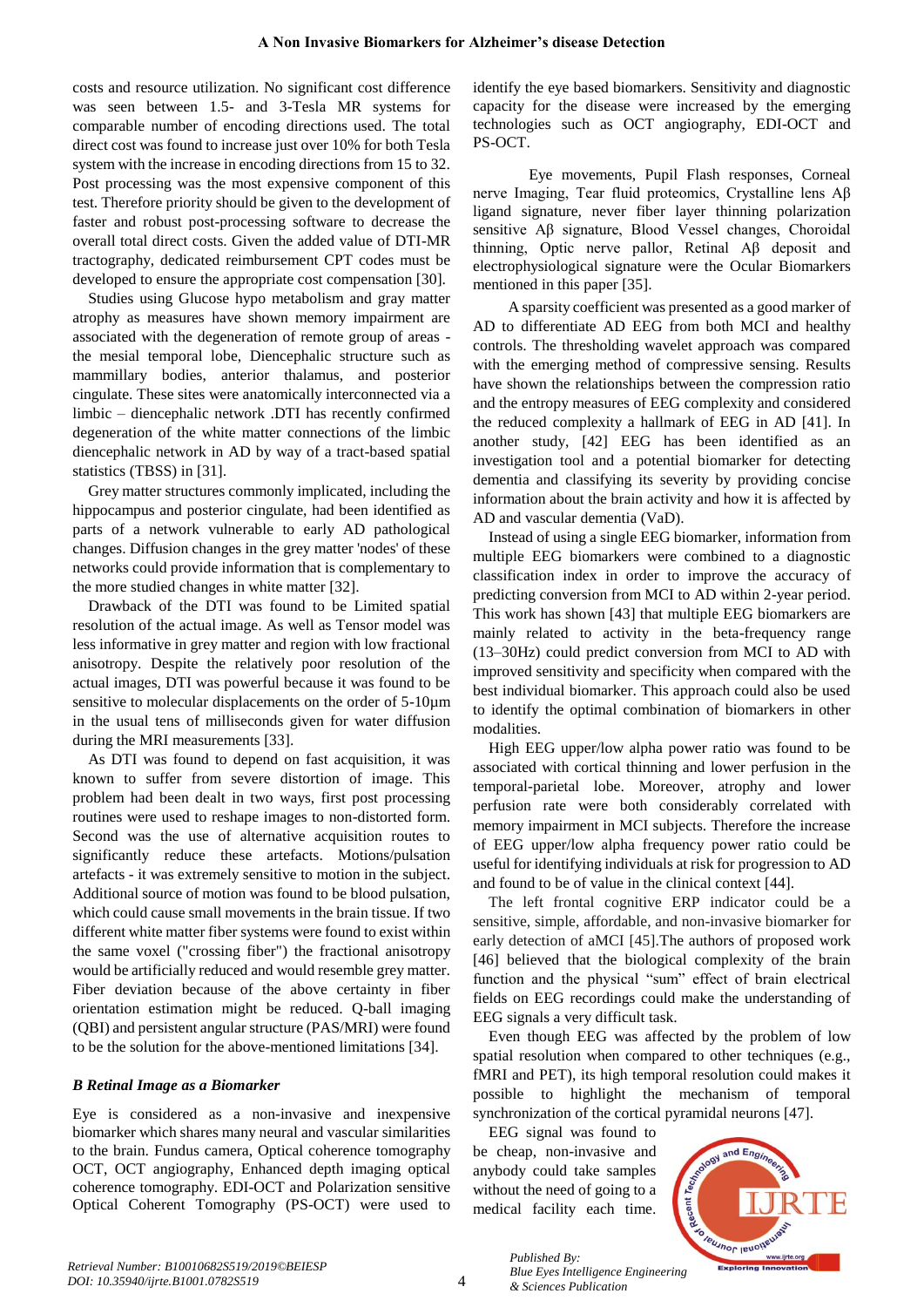costs and resource utilization. No significant cost difference was seen between 1.5- and 3-Tesla MR systems for comparable number of encoding directions used. The total direct cost was found to increase just over 10% for both Tesla system with the increase in encoding directions from 15 to 32. Post processing was the most expensive component of this test. Therefore priority should be given to the development of faster and robust post-processing software to decrease the overall total direct costs. Given the added value of DTI-MR tractography, dedicated reimbursement CPT codes must be developed to ensure the appropriate cost compensation [30].

Studies using Glucose hypo metabolism and gray matter atrophy as measures have shown memory impairment are associated with the degeneration of remote group of areas - the mesial temporal lobe, Diencephalic structure such as mammillary bodies, anterior thalamus, and posterior cingulate. These sites were anatomically interconnected via a limbic – diencephalic network .DTI has recently confirmed degeneration of the white matter connections of the limbic diencephalic network in AD by way of a tract-based spatial statistics (TBSS) in [31].

Grey matter structures commonly implicated, including the hippocampus and posterior cingulate, had been identified as parts of a network vulnerable to early AD pathological changes. Diffusion changes in the grey matter 'nodes' of these networks could provide information that is complementary to the more studied changes in white matter [32].

Drawback of the DTI was found to be Limited spatial resolution of the actual image. As well as Tensor model was less informative in grey matter and region with low fractional anisotropy. Despite the relatively poor resolution of the actual images, DTI was powerful because it was found to be sensitive to molecular displacements on the order of 5-10µm in the usual tens of milliseconds given for water diffusion during the MRI measurements [33].

As DTI was found to depend on fast acquisition, it was known to suffer from severe distortion of image. This problem had been dealt in two ways, first post processing routines were used to reshape images to non-distorted form. Second was the use of alternative acquisition routes to significantly reduce these artefacts. Motions/pulsation artefacts - it was extremely sensitive to motion in the subject. Additional source of motion was found to be blood pulsation, which could cause small movements in the brain tissue. If two different white matter fiber systems were found to exist within the same voxel ("crossing fiber") the fractional anisotropy would be artificially reduced and would resemble grey matter. Fiber deviation because of the above certainty in fiber orientation estimation might be reduced. Q-ball imaging (QBI) and persistent angular structure (PAS/MRI) were found to be the solution for the above-mentioned limitations [34].

### *B Retinal Image as a Biomarker*

Eye is considered as a non-invasive and inexpensive biomarker which shares many neural and vascular similarities to the brain. Fundus camera, Optical coherence tomography OCT, OCT angiography, Enhanced depth imaging optical coherence tomography. EDI-OCT and Polarization sensitive Optical Coherent Tomography (PS-OCT) were used to identify the eye based biomarkers. Sensitivity and diagnostic capacity for the disease were increased by the emerging technologies such as OCT angiography, EDI-OCT and PS-OCT.

Eye movements, Pupil Flash responses, Corneal nerve Imaging, Tear fluid proteomics, Crystalline lens Aβ ligand signature, never fiber layer thinning polarization sensitive Aβ signature, Blood Vessel changes, Choroidal thinning, Optic nerve pallor, Retinal Aβ deposit and electrophysiological signature were the Ocular Biomarkers mentioned in this paper [35].

A sparsity coefficient was presented as a good marker of AD to differentiate AD EEG from both MCI and healthy controls. The thresholding wavelet approach was compared with the emerging method of compressive sensing. Results have shown the relationships between the compression ratio and the entropy measures of EEG complexity and considered the reduced complexity a hallmark of EEG in AD [41]. In another study, [42] EEG has been identified as an investigation tool and a potential biomarker for detecting dementia and classifying its severity by providing concise information about the brain activity and how it is affected by AD and vascular dementia (VaD).

Instead of using a single EEG biomarker, information from multiple EEG biomarkers were combined to a diagnostic classification index in order to improve the accuracy of predicting conversion from MCI to AD within 2-year period. This work has shown [43] that multiple EEG biomarkers are mainly related to activity in the beta-frequency range (13–30Hz) could predict conversion from MCI to AD with improved sensitivity and specificity when compared with the best individual biomarker. This approach could also be used to identify the optimal combination of biomarkers in other modalities.

High EEG upper/low alpha power ratio was found to be associated with cortical thinning and lower perfusion in the temporal-parietal lobe. Moreover, atrophy and lower perfusion rate were both considerably correlated with memory impairment in MCI subjects. Therefore the increase of EEG upper/low alpha frequency power ratio could be useful for identifying individuals at risk for progression to AD and found to be of value in the clinical context [44].

The left frontal cognitive ERP indicator could be a sensitive, simple, affordable, and non-invasive biomarker for early detection of aMCI [45].The authors of proposed work [46] believed that the biological complexity of the brain function and the physical "sum" effect of brain electrical fields on EEG recordings could make the understanding of EEG signals a very difficult task.

Even though EEG was affected by the problem of low spatial resolution when compared to other techniques (e.g., fMRI and PET), its high temporal resolution could makes it possible to highlight the mechanism of temporal synchronization of the cortical pyramidal neurons [47].

EEG signal was found to be cheap, non-invasive and anybody could take samples without the need of going to a medical facility each time.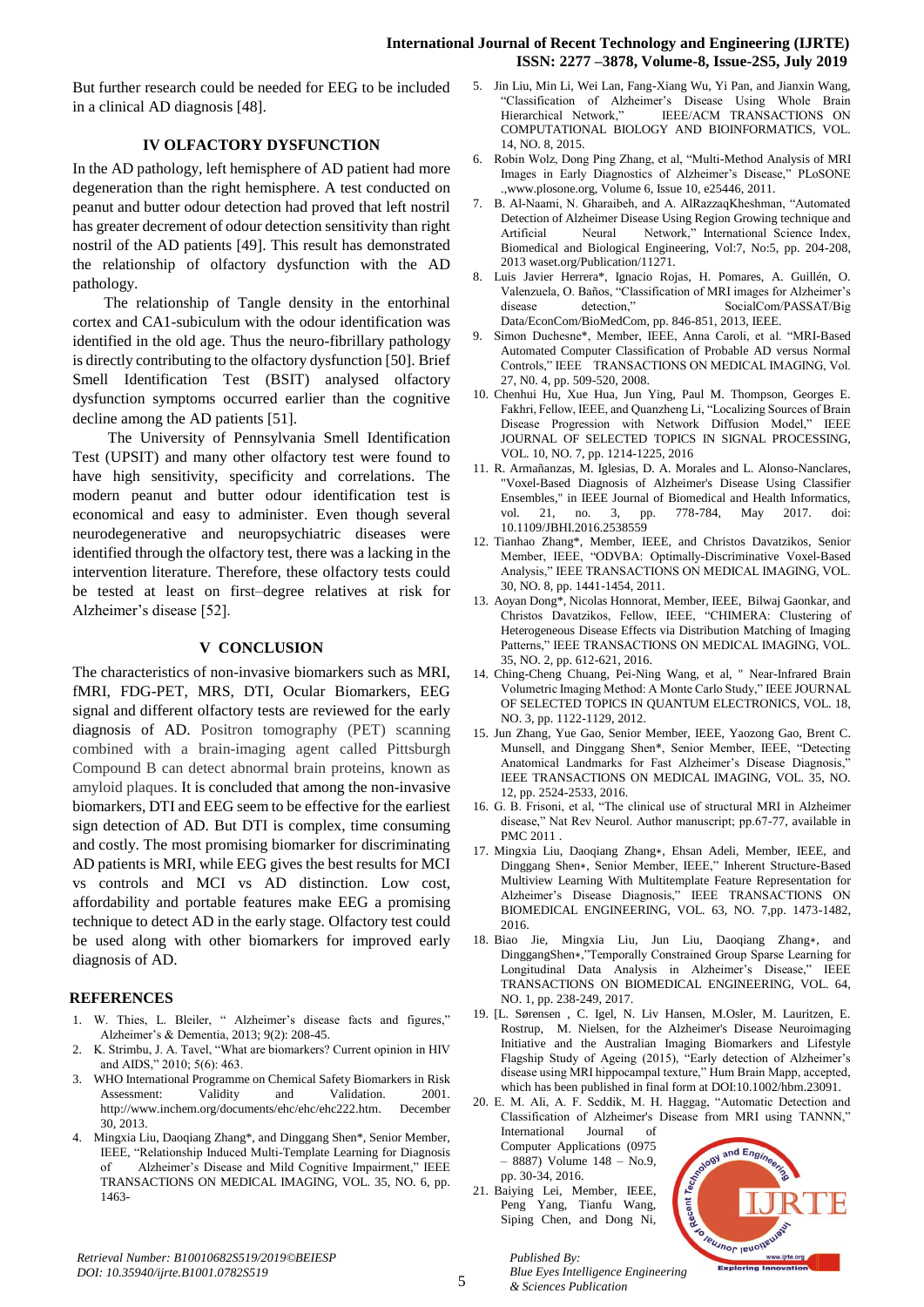But further research could be needed for EEG to be included in a clinical AD diagnosis [48].

## IV OLFACTORY DYSFUNCTION

In the AD pathology, left hemisphere of AD patient had more degeneration than the right hemisphere. A test conducted on peanut and butter odour detection had proved that left nostril has greater decrement of odour detection sensitivity than right nostril of the AD patients [49]. This result has demonstrated the relationship of olfactory dysfunction with the AD pathology.

The relationship of Tangle density in the entorhinal cortex and CA1-subiculum with the odour identification was identified in the old age. Thus the neuro-fibrillary pathology is directly contributing to the olfactory dysfunction [50]. Brief Smell Identification Test (BSIT) analysed olfactory dysfunction symptoms occurred earlier than the cognitive decline among the AD patients [51].

The University of Pennsylvania Smell Identification Test (UPSIT) and many other olfactory test were found to have high sensitivity, specificity and correlations. The modern peanut and butter odour identification test is economical and easy to administer. Even though several neurodegenerative and neuropsychiatric diseases were identified through the olfactory test, there was a lacking in the intervention literature. Therefore, these olfactory tests could be tested at least on first–degree relatives at risk for Alzheimer's disease [52].

## V CONCLUSION

The characteristics of non-invasive biomarkers such as MRI, fMRI, FDG-PET, MRS, DTI, Ocular Biomarkers, EEG signal and different olfactory tests are reviewed for the early diagnosis of AD. Positron tomography (PET) scanning combined with a brain-imaging agent called Pittsburgh Compound B can detect abnormal brain proteins, known as amyloid plaques. It is concluded that among the non-invasive biomarkers, DTI and EEG seem to be effective for the earliest sign detection of AD. But DTI is complex, time consuming and costly. The most promising biomarker for discriminating AD patients is MRI, while EEG gives the best results for MCI vs controls and MCI vs AD distinction. Low cost, affordability and portable features make EEG a promising technique to detect AD in the early stage. Olfactory test could be used along with other biomarkers for improved early diagnosis of AD.

## REFERENCES

1. W. Thies, L. Bleiler, " Alzheimer's disease facts and figures," Alzheimer's & Dementia, 2013; 9(2): 208-45.
2. K. Strimbu, J. A. Tavel, "What are biomarkers? Current opinion in HIV and AIDS," 2010; 5(6): 463.
3. WHO International Programme on Chemical Safety Biomarkers in Risk Assessment: Validity and Validation. 2001. http://www.inchem.org/documents/ehc/ehc/ehc222.htm. December 30, 2013.
4. Mingxia Liu, Daoqiang Zhang*, and Dinggang Shen*, Senior Member, IEEE, "Relationship Induced Multi-Template Learning for Diagnosis of Alzheimer's Disease and Mild Cognitive Impairment," IEEE TRANSACTIONS ON MEDICAL IMAGING, VOL. 35, NO. 6, pp. 1463-
5. Jin Liu, Min Li, Wei Lan, Fang-Xiang Wu, Yi Pan, and Jianxin Wang, "Classification of Alzheimer's Disease Using Whole Brain Hierarchical Network," IEEE/ACM TRANSACTIONS ON COMPUTATIONAL BIOLOGY AND BIOINFORMATICS, VOL. 14, NO. 8, 2015.
6. Robin Wolz, Dong Ping Zhang, et al, "Multi-Method Analysis of MRI Images in Early Diagnostics of Alzheimer's Disease," PLoSONE .,www.plosone.org, Volume 6, Issue 10, e25446, 2011.
7. B. Al-Naami, N. Gharaibeh, and A. AlRazzaqKheshman, "Automated Detection of Alzheimer Disease Using Region Growing technique and Artificial Neural Network," International Science Index, Biomedical and Biological Engineering, Vol:7, No:5, pp. 204-208, 2013 waset.org/Publication/11271.
8. Luis Javier Herrera*, Ignacio Rojas, H. Pomares, A. Guillén, O. Valenzuela, O. Baños, "Classification of MRI images for Alzheimer's disease detection," SocialCom/PASSAT/Big Data/EconCom/BioMedCom, pp. 846-851, 2013, IEEE.
9. Simon Duchesne*, Member, IEEE, Anna Caroli, et al. "MRI-Based Automated Computer Classification of Probable AD versus Normal Controls," IEEE TRANSACTIONS ON MEDICAL IMAGING, Vol. 27, N0. 4, pp. 509-520, 2008.
10. Chenhui Hu, Xue Hua, Jun Ying, Paul M. Thompson, Georges E. Fakhri, Fellow, IEEE, and Quanzheng Li, "Localizing Sources of Brain Disease Progression with Network Diffusion Model," IEEE JOURNAL OF SELECTED TOPICS IN SIGNAL PROCESSING, VOL. 10, NO. 7, pp. 1214-1225, 2016
11. R. Armañanzas, M. Iglesias, D. A. Morales and L. Alonso-Nanclares, "Voxel-Based Diagnosis of Alzheimer's Disease Using Classifier Ensembles," in IEEE Journal of Biomedical and Health Informatics, vol. 21, no. 3, pp. 778-784, May 2017. doi: 10.1109/JBHI.2016.2538559
12. Tianhao Zhang*, Member, IEEE, and Christos Davatzikos, Senior Member, IEEE, "ODVBA: Optimally-Discriminative Voxel-Based Analysis," IEEE TRANSACTIONS ON MEDICAL IMAGING, VOL. 30, NO. 8, pp. 1441-1454, 2011.
13. Aoyan Dong*, Nicolas Honnorat, Member, IEEE, Bilwaj Gaonkar, and Christos Davatzikos, Fellow, IEEE, "CHIMERA: Clustering of Heterogeneous Disease Effects via Distribution Matching of Imaging Patterns," IEEE TRANSACTIONS ON MEDICAL IMAGING, VOL. 35, NO. 2, pp. 612-621, 2016.
14. Ching-Cheng Chuang, Pei-Ning Wang, et al, " Near-Infrared Brain Volumetric Imaging Method: A Monte Carlo Study," IEEE JOURNAL OF SELECTED TOPICS IN QUANTUM ELECTRONICS, VOL. 18, NO. 3, pp. 1122-1129, 2012.
15. Jun Zhang, Yue Gao, Senior Member, IEEE, Yaozong Gao, Brent C. Munsell, and Dinggang Shen*, Senior Member, IEEE, "Detecting Anatomical Landmarks for Fast Alzheimer's Disease Diagnosis," IEEE TRANSACTIONS ON MEDICAL IMAGING, VOL. 35, NO. 12, pp. 2524-2533, 2016.
16. G. B. Frisoni, et al, "The clinical use of structural MRI in Alzheimer disease," Nat Rev Neurol. Author manuscript; pp.67-77, available in PMC 2011 .
17. Mingxia Liu, Daoqiang Zhang∗, Ehsan Adeli, Member, IEEE, and Dinggang Shen∗, Senior Member, IEEE," Inherent Structure-Based Multiview Learning With Multitemplate Feature Representation for Alzheimer's Disease Diagnosis," IEEE TRANSACTIONS ON BIOMEDICAL ENGINEERING, VOL. 63, NO. 7,pp. 1473-1482, 2016.
18. Biao Jie, Mingxia Liu, Jun Liu, Daoqiang Zhang∗, and DinggangShen∗,"Temporally Constrained Group Sparse Learning for Longitudinal Data Analysis in Alzheimer's Disease," IEEE TRANSACTIONS ON BIOMEDICAL ENGINEERING, VOL. 64, NO. 1, pp. 238-249, 2017.
19. [L. Sørensen , C. Igel, N. Liv Hansen, M.Osler, M. Lauritzen, E. Rostrup, M. Nielsen, for the Alzheimer's Disease Neuroimaging Initiative and the Australian Imaging Biomarkers and Lifestyle Flagship Study of Ageing (2015), "Early detection of Alzheimer's disease using MRI hippocampal texture," Hum Brain Mapp, accepted, which has been published in final form at DOI:10.1002/hbm.23091.
20. E. M. Ali, A. F. Seddik, M. H. Haggag, "Automatic Detection and Classification of Alzheimer's Disease from MRI using TANNN," International Journal of Computer Applications (0975 – 8887) Volume 148 – No.9, pp. 30-34, 2016.
21. Baiying Lei, Member, IEEE, Peng Yang, Tianfu Wang, Siping Chen, and Dong Ni,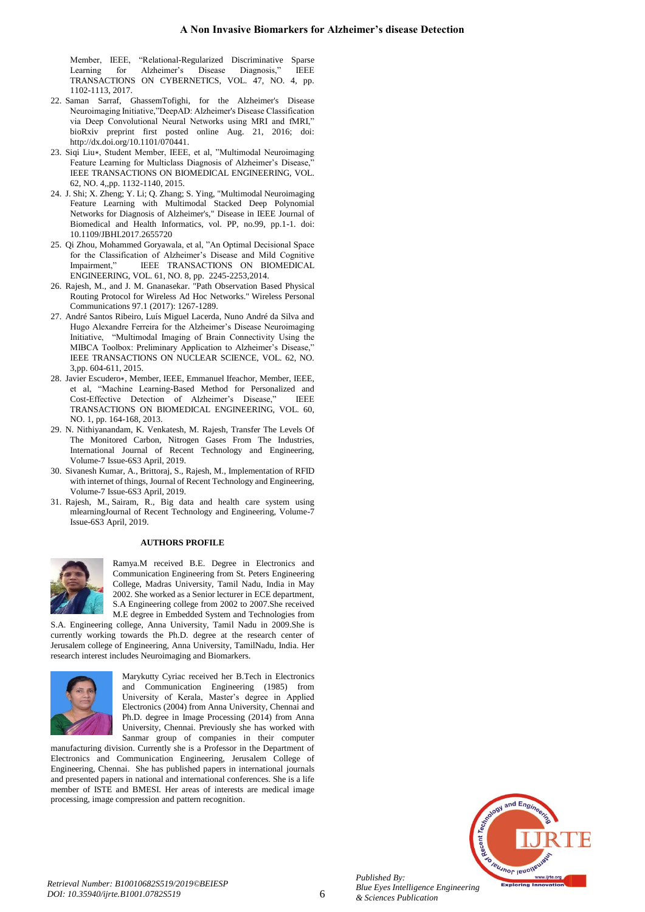Member, IEEE, "Relational-Regularized Discriminative Sparse Learning for Alzheimer's Disease Diagnosis," IEEE TRANSACTIONS ON CYBERNETICS, VOL. 47, NO. 4, pp. 1102-1113, 2017.

22. Saman Sarraf, GhassemTofighi, for the Alzheimer's Disease Neuroimaging Initiative,"DeepAD: Alzheimer's Disease Classification via Deep Convolutional Neural Networks using MRI and fMRI," bioRxiv preprint first posted online Aug. 21, 2016; doi: http://dx.doi.org/10.1101/070441.
23. Siqi Liu∗, Student Member, IEEE, et al, "Multimodal Neuroimaging Feature Learning for Multiclass Diagnosis of Alzheimer's Disease," IEEE TRANSACTIONS ON BIOMEDICAL ENGINEERING, VOL. 62, NO. 4,,pp. 1132-1140, 2015.
24. J. Shi; X. Zheng; Y. Li; Q. Zhang; S. Ying, "Multimodal Neuroimaging Feature Learning with Multimodal Stacked Deep Polynomial Networks for Diagnosis of Alzheimer's," Disease in IEEE Journal of Biomedical and Health Informatics, vol. PP, no.99, pp.1-1. doi: 10.1109/JBHI.2017.2655720
25. Qi Zhou, Mohammed Goryawala, et al, "An Optimal Decisional Space for the Classification of Alzheimer's Disease and Mild Cognitive Impairment," IEEE TRANSACTIONS ON BIOMEDICAL ENGINEERING, VOL. 61, NO. 8, pp. 2245-2253,2014.
26. Rajesh, M., and J. M. Gnanasekar. "Path Observation Based Physical Routing Protocol for Wireless Ad Hoc Networks." Wireless Personal Communications 97.1 (2017): 1267-1289.
27. André Santos Ribeiro, Luís Miguel Lacerda, Nuno André da Silva and Hugo Alexandre Ferreira for the Alzheimer's Disease Neuroimaging Initiative, "Multimodal Imaging of Brain Connectivity Using the MIBCA Toolbox: Preliminary Application to Alzheimer's Disease," IEEE TRANSACTIONS ON NUCLEAR SCIENCE, VOL. 62, NO. 3,pp. 604-611, 2015.
28. Javier Escudero∗, Member, IEEE, Emmanuel Ifeachor, Member, IEEE, et al, "Machine Learning-Based Method for Personalized and Cost-Effective Detection of Alzheimer's Disease," IEEE TRANSACTIONS ON BIOMEDICAL ENGINEERING, VOL. 60, NO. 1, pp. 164-168, 2013.
29. N. Nithiyanandam, K. Venkatesh, M. Rajesh, Transfer The Levels Of The Monitored Carbon, Nitrogen Gases From The Industries, International Journal of Recent Technology and Engineering, Volume-7 Issue-6S3 April, 2019.
30. Sivanesh Kumar, A., Brittoraj, S., Rajesh, M., Implementation of RFID with internet of things, Journal of Recent Technology and Engineering, Volume-7 Issue-6S3 April, 2019.
31. Rajesh, M., Sairam, R., Big data and health care system using mlearningJournal of Recent Technology and Engineering, Volume-7 Issue-6S3 April, 2019.

## AUTHORS PROFILE

Ramya.M received B.E. Degree in Electronics and Communication Engineering from St. Peters Engineering College, Madras University, Tamil Nadu, India in May 2002. She worked as a Senior lecturer in ECE department, S.A Engineering college from 2002 to 2007.She received M.E degree in Embedded System and Technologies from S.A. Engineering college, Anna University, Tamil Nadu in 2009.She is currently working towards the Ph.D. degree at the research center of Jerusalem college of Engineering, Anna University, TamilNadu, India. Her research interest includes Neuroimaging and Biomarkers.

Marykutty Cyriac received her B.Tech in Electronics and Communication Engineering (1985) from University of Kerala, Master's degree in Applied Electronics (2004) from Anna University, Chennai and Ph.D. degree in Image Processing (2014) from Anna University, Chennai. Previously she has worked with Sanmar group of companies in their computer manufacturing division. Currently she is a Professor in the Department of Electronics and Communication Engineering, Jerusalem College of Engineering, Chennai. She has published papers in international journals and presented papers in national and international conferences. She is a life member of ISTE and BMESI. Her areas of interests are medical image processing, image compression and pattern recognition.